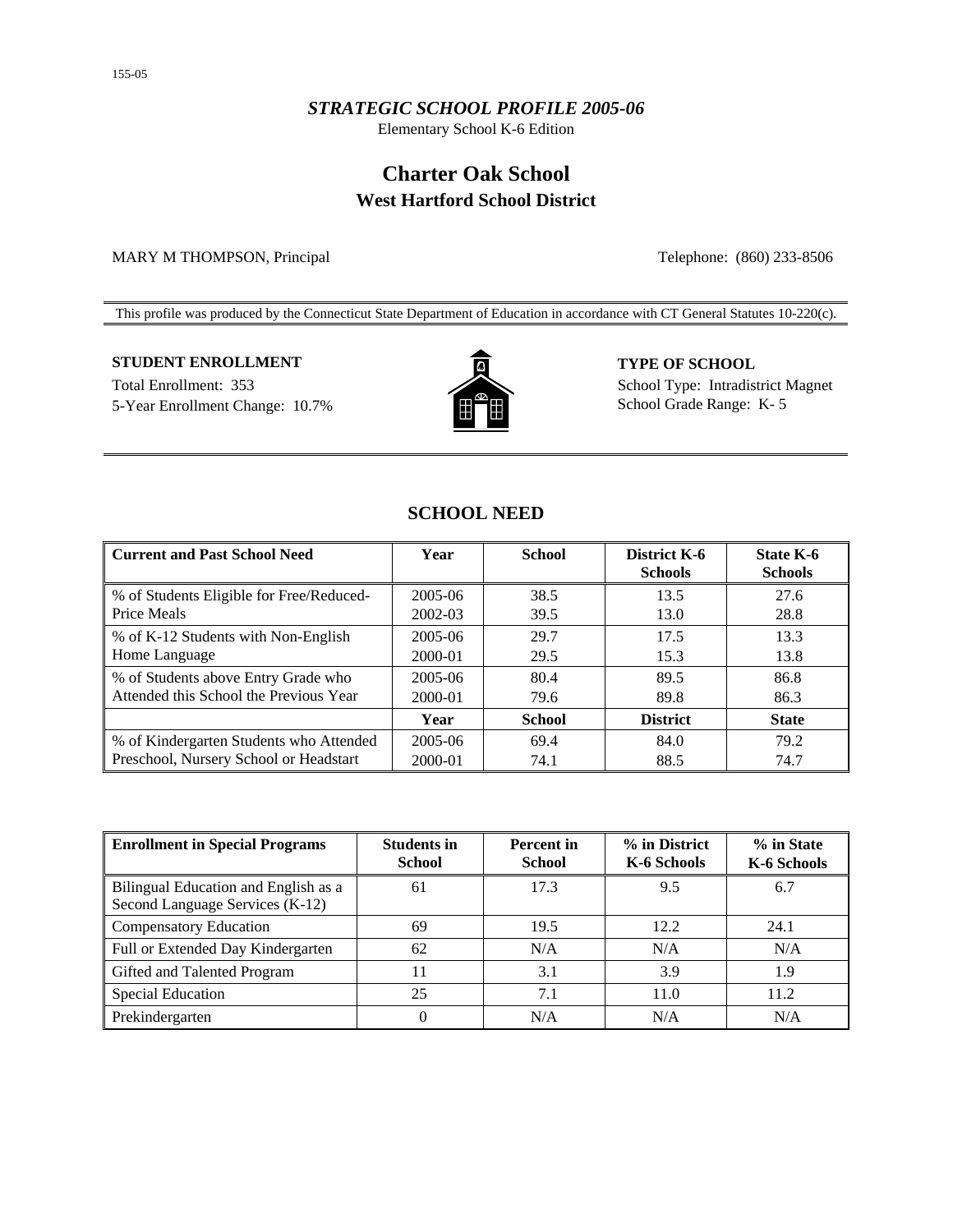155-05

*STRATEGIC SCHOOL PROFILE 2005-06*

Elementary School K-6 Edition

# Charter Oak School

## West Hartford School District

MARY M THOMPSON, Principal

Telephone: (860) 233-8506

This profile was produced by the Connecticut State Department of Education in accordance with CT General Statutes 10-220(c).

**STUDENT ENROLLMENT**

Total Enrollment: 353

5-Year Enrollment Change: 10.7%

**TYPE OF SCHOOL**

School Type: Intradistrict Magnet

School Grade Range: K- 5

## SCHOOL NEED

| Current and Past School Need | Year | School | District K-6 Schools | State K-6 Schools |
|---|---|---|---|---|
| % of Students Eligible for Free/Reduced-Price Meals | 2005-06 | 38.5 | 13.5 | 27.6 |
| | 2002-03 | 39.5 | 13.0 | 28.8 |
| % of K-12 Students with Non-English Home Language | 2005-06 | 29.7 | 17.5 | 13.3 |
| | 2000-01 | 29.5 | 15.3 | 13.8 |
| % of Students above Entry Grade who Attended this School the Previous Year | 2005-06 | 80.4 | 89.5 | 86.8 |
| | 2000-01 | 79.6 | 89.8 | 86.3 |
| | **Year** | **School** | **District** | **State** |
| % of Kindergarten Students who Attended Preschool, Nursery School or Headstart | 2005-06 | 69.4 | 84.0 | 79.2 |
| | 2000-01 | 74.1 | 88.5 | 74.7 |

| Enrollment in Special Programs | Students in School | Percent in School | % in District K-6 Schools | % in State K-6 Schools |
|---|---|---|---|---|
| Bilingual Education and English as a Second Language Services (K-12) | 61 | 17.3 | 9.5 | 6.7 |
| Compensatory Education | 69 | 19.5 | 12.2 | 24.1 |
| Full or Extended Day Kindergarten | 62 | N/A | N/A | N/A |
| Gifted and Talented Program | 11 | 3.1 | 3.9 | 1.9 |
| Special Education | 25 | 7.1 | 11.0 | 11.2 |
| Prekindergarten | 0 | N/A | N/A | N/A |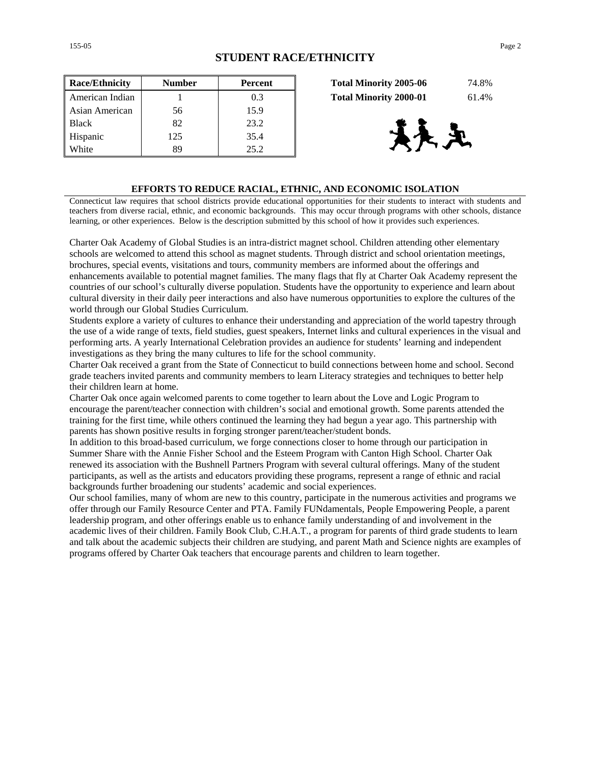## STUDENT RACE/ETHNICITY

| Race/Ethnicity | Number | Percent |
|---|---|---|
| American Indian | 1 | 0.3 |
| Asian American | 56 | 15.9 |
| Black | 82 | 23.2 |
| Hispanic | 125 | 35.4 |
| White | 89 | 25.2 |

**Total Minority 2005-06** 74.8%

**Total Minority 2000-01** 61.4%

### EFFORTS TO REDUCE RACIAL, ETHNIC, AND ECONOMIC ISOLATION

Connecticut law requires that school districts provide educational opportunities for their students to interact with students and teachers from diverse racial, ethnic, and economic backgrounds. This may occur through programs with other schools, distance learning, or other experiences. Below is the description submitted by this school of how it provides such experiences.

Charter Oak Academy of Global Studies is an intra-district magnet school. Children attending other elementary schools are welcomed to attend this school as magnet students. Through district and school orientation meetings, brochures, special events, visitations and tours, community members are informed about the offerings and enhancements available to potential magnet families. The many flags that fly at Charter Oak Academy represent the countries of our school's culturally diverse population. Students have the opportunity to experience and learn about cultural diversity in their daily peer interactions and also have numerous opportunities to explore the cultures of the world through our Global Studies Curriculum.

Students explore a variety of cultures to enhance their understanding and appreciation of the world tapestry through the use of a wide range of texts, field studies, guest speakers, Internet links and cultural experiences in the visual and performing arts. A yearly International Celebration provides an audience for students' learning and independent investigations as they bring the many cultures to life for the school community.

Charter Oak received a grant from the State of Connecticut to build connections between home and school. Second grade teachers invited parents and community members to learn Literacy strategies and techniques to better help their children learn at home.

Charter Oak once again welcomed parents to come together to learn about the Love and Logic Program to encourage the parent/teacher connection with children's social and emotional growth. Some parents attended the training for the first time, while others continued the learning they had begun a year ago. This partnership with parents has shown positive results in forging stronger parent/teacher/student bonds.

In addition to this broad-based curriculum, we forge connections closer to home through our participation in Summer Share with the Annie Fisher School and the Esteem Program with Canton High School. Charter Oak renewed its association with the Bushnell Partners Program with several cultural offerings. Many of the student participants, as well as the artists and educators providing these programs, represent a range of ethnic and racial backgrounds further broadening our students' academic and social experiences.

Our school families, many of whom are new to this country, participate in the numerous activities and programs we offer through our Family Resource Center and PTA. Family FUNdamentals, People Empowering People, a parent leadership program, and other offerings enable us to enhance family understanding of and involvement in the academic lives of their children. Family Book Club, C.H.A.T., a program for parents of third grade students to learn and talk about the academic subjects their children are studying, and parent Math and Science nights are examples of programs offered by Charter Oak teachers that encourage parents and children to learn together.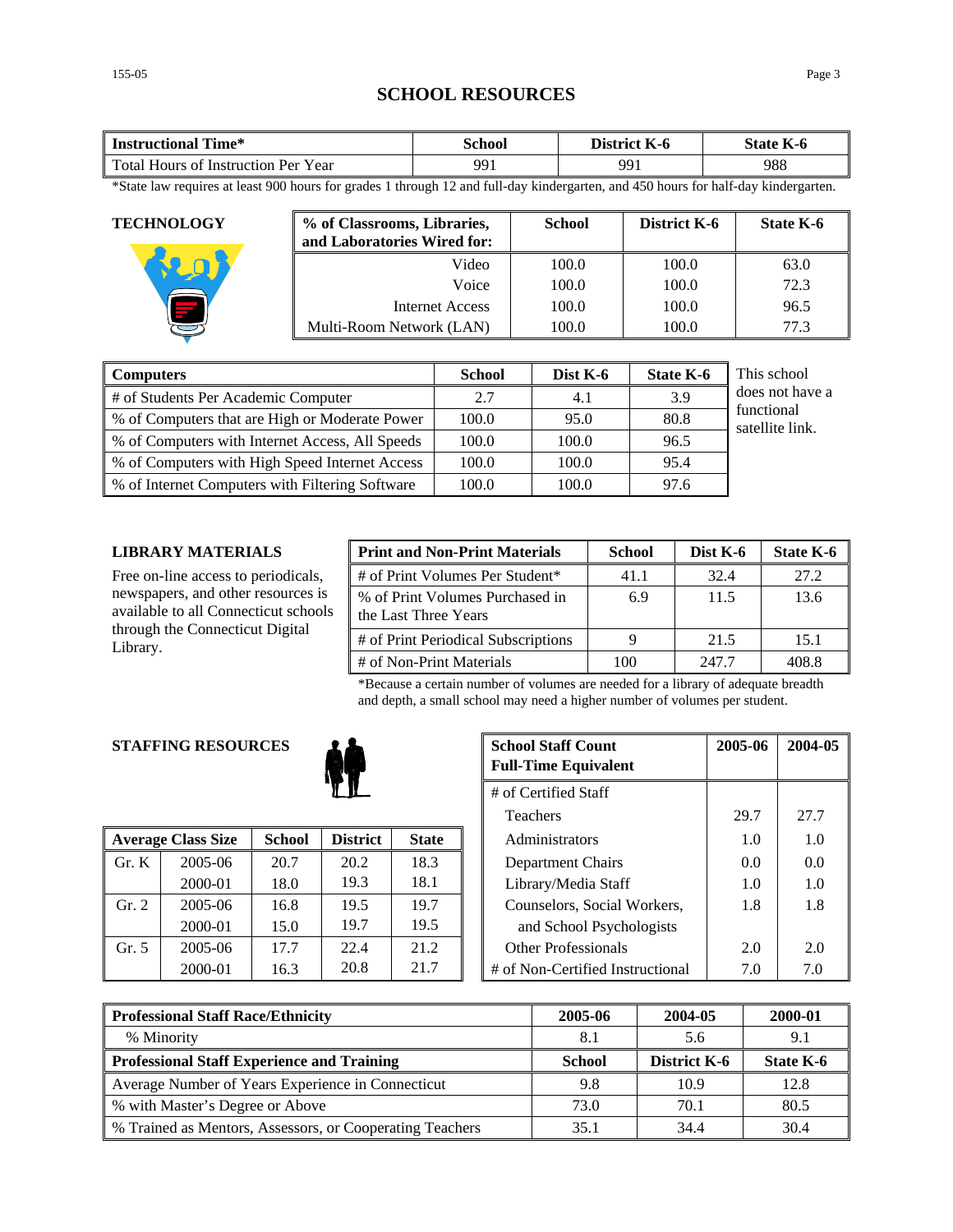# SCHOOL RESOURCES

| Instructional Time* | School | District K-6 | State K-6 |
|---|---|---|---|
| Total Hours of Instruction Per Year | 991 | 991 | 988 |

*State law requires at least 900 hours for grades 1 through 12 and full-day kindergarten, and 450 hours for half-day kindergarten.

## TECHNOLOGY

| % of Classrooms, Libraries, and Laboratories Wired for: | School | District K-6 | State K-6 |
|---|---|---|---|
| Video | 100.0 | 100.0 | 63.0 |
| Voice | 100.0 | 100.0 | 72.3 |
| Internet Access | 100.0 | 100.0 | 96.5 |
| Multi-Room Network (LAN) | 100.0 | 100.0 | 77.3 |

| Computers | School | Dist K-6 | State K-6 |
|---|---|---|---|
| # of Students Per Academic Computer | 2.7 | 4.1 | 3.9 |
| % of Computers that are High or Moderate Power | 100.0 | 95.0 | 80.8 |
| % of Computers with Internet Access, All Speeds | 100.0 | 100.0 | 96.5 |
| % of Computers with High Speed Internet Access | 100.0 | 100.0 | 95.4 |
| % of Internet Computers with Filtering Software | 100.0 | 100.0 | 97.6 |

This school does not have a functional satellite link.

## LIBRARY MATERIALS

Free on-line access to periodicals, newspapers, and other resources is available to all Connecticut schools through the Connecticut Digital Library.

| Print and Non-Print Materials | School | Dist K-6 | State K-6 |
|---|---|---|---|
| # of Print Volumes Per Student* | 41.1 | 32.4 | 27.2 |
| % of Print Volumes Purchased in the Last Three Years | 6.9 | 11.5 | 13.6 |
| # of Print Periodical Subscriptions | 9 | 21.5 | 15.1 |
| # of Non-Print Materials | 100 | 247.7 | 408.8 |

*Because a certain number of volumes are needed for a library of adequate breadth and depth, a small school may need a higher number of volumes per student.

## STAFFING RESOURCES

| Average Class Size | | School | District | State |
|---|---|---|---|---|
| Gr. K | 2005-06 | 20.7 | 20.2 | 18.3 |
| | 2000-01 | 18.0 | 19.3 | 18.1 |
| Gr. 2 | 2005-06 | 16.8 | 19.5 | 19.7 |
| | 2000-01 | 15.0 | 19.7 | 19.5 |
| Gr. 5 | 2005-06 | 17.7 | 22.4 | 21.2 |
| | 2000-01 | 16.3 | 20.8 | 21.7 |

| School Staff Count Full-Time Equivalent | 2005-06 | 2004-05 |
|---|---|---|
| # of Certified Staff | | |
| Teachers | 29.7 | 27.7 |
| Administrators | 1.0 | 1.0 |
| Department Chairs | 0.0 | 0.0 |
| Library/Media Staff | 1.0 | 1.0 |
| Counselors, Social Workers, and School Psychologists | 1.8 | 1.8 |
| Other Professionals | 2.0 | 2.0 |
| # of Non-Certified Instructional | 7.0 | 7.0 |

| Professional Staff Race/Ethnicity | 2005-06 | 2004-05 | 2000-01 |
|---|---|---|---|
| % Minority | 8.1 | 5.6 | 9.1 |
| **Professional Staff Experience and Training** | **School** | **District K-6** | **State K-6** |
| Average Number of Years Experience in Connecticut | 9.8 | 10.9 | 12.8 |
| % with Master's Degree or Above | 73.0 | 70.1 | 80.5 |
| % Trained as Mentors, Assessors, or Cooperating Teachers | 35.1 | 34.4 | 30.4 |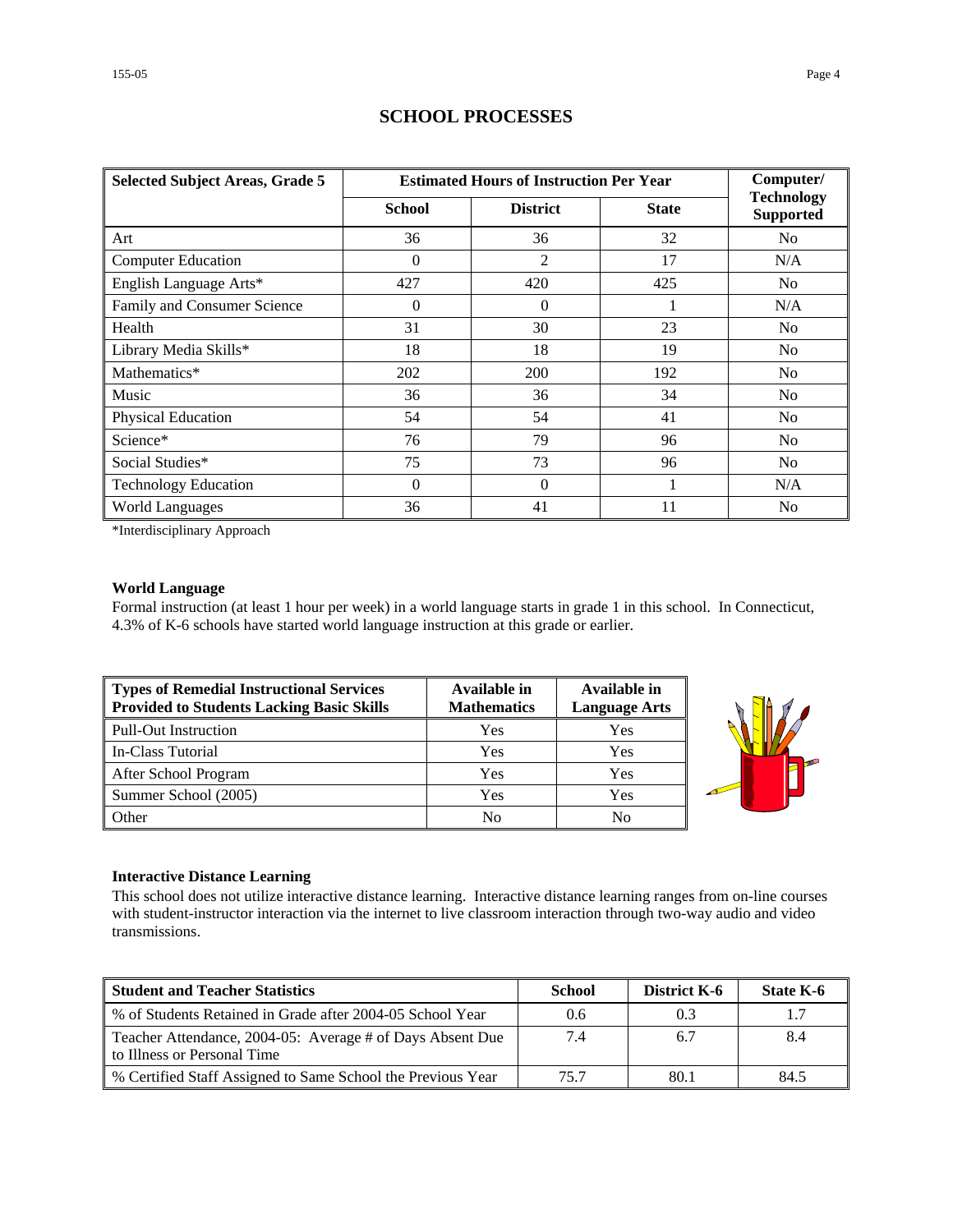# SCHOOL PROCESSES

| Selected Subject Areas, Grade 5 | Estimated Hours of Instruction Per Year | | | Computer/ Technology Supported |
|---|---|---|---|---|
| | School | District | State | |
| Art | 36 | 36 | 32 | No |
| Computer Education | 0 | 2 | 17 | N/A |
| English Language Arts* | 427 | 420 | 425 | No |
| Family and Consumer Science | 0 | 0 | 1 | N/A |
| Health | 31 | 30 | 23 | No |
| Library Media Skills* | 18 | 18 | 19 | No |
| Mathematics* | 202 | 200 | 192 | No |
| Music | 36 | 36 | 34 | No |
| Physical Education | 54 | 54 | 41 | No |
| Science* | 76 | 79 | 96 | No |
| Social Studies* | 75 | 73 | 96 | No |
| Technology Education | 0 | 0 | 1 | N/A |
| World Languages | 36 | 41 | 11 | No |

*Interdisciplinary Approach

### World Language

Formal instruction (at least 1 hour per week) in a world language starts in grade 1 in this school. In Connecticut, 4.3% of K-6 schools have started world language instruction at this grade or earlier.

| Types of Remedial Instructional Services Provided to Students Lacking Basic Skills | Available in Mathematics | Available in Language Arts |
|---|---|---|
| Pull-Out Instruction | Yes | Yes |
| In-Class Tutorial | Yes | Yes |
| After School Program | Yes | Yes |
| Summer School (2005) | Yes | Yes |
| Other | No | No |

### Interactive Distance Learning

This school does not utilize interactive distance learning. Interactive distance learning ranges from on-line courses with student-instructor interaction via the internet to live classroom interaction through two-way audio and video transmissions.

| Student and Teacher Statistics | School | District K-6 | State K-6 |
|---|---|---|---|
| % of Students Retained in Grade after 2004-05 School Year | 0.6 | 0.3 | 1.7 |
| Teacher Attendance, 2004-05: Average # of Days Absent Due to Illness or Personal Time | 7.4 | 6.7 | 8.4 |
| % Certified Staff Assigned to Same School the Previous Year | 75.7 | 80.1 | 84.5 |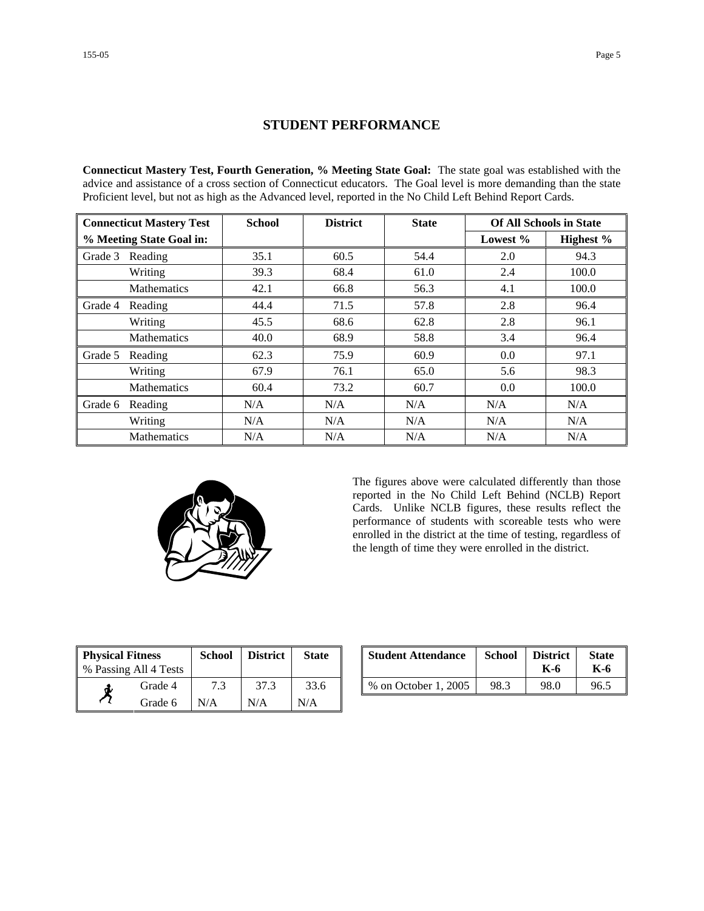# STUDENT PERFORMANCE

**Connecticut Mastery Test, Fourth Generation, % Meeting State Goal:** The state goal was established with the advice and assistance of a cross section of Connecticut educators. The Goal level is more demanding than the state Proficient level, but not as high as the Advanced level, reported in the No Child Left Behind Report Cards.

| Connecticut Mastery Test | | School | District | State | Of All Schools in State | |
|---|---|---|---|---|---|---|
| % Meeting State Goal in: | | | | | Lowest % | Highest % |
| Grade 3 | Reading | 35.1 | 60.5 | 54.4 | 2.0 | 94.3 |
| | Writing | 39.3 | 68.4 | 61.0 | 2.4 | 100.0 |
| | Mathematics | 42.1 | 66.8 | 56.3 | 4.1 | 100.0 |
| Grade 4 | Reading | 44.4 | 71.5 | 57.8 | 2.8 | 96.4 |
| | Writing | 45.5 | 68.6 | 62.8 | 2.8 | 96.1 |
| | Mathematics | 40.0 | 68.9 | 58.8 | 3.4 | 96.4 |
| Grade 5 | Reading | 62.3 | 75.9 | 60.9 | 0.0 | 97.1 |
| | Writing | 67.9 | 76.1 | 65.0 | 5.6 | 98.3 |
| | Mathematics | 60.4 | 73.2 | 60.7 | 0.0 | 100.0 |
| Grade 6 | Reading | N/A | N/A | N/A | N/A | N/A |
| | Writing | N/A | N/A | N/A | N/A | N/A |
| | Mathematics | N/A | N/A | N/A | N/A | N/A |

The figures above were calculated differently than those reported in the No Child Left Behind (NCLB) Report Cards. Unlike NCLB figures, these results reflect the performance of students with scoreable tests who were enrolled in the district at the time of testing, regardless of the length of time they were enrolled in the district.

| Physical Fitness<br>% Passing All 4 Tests | School | District | State |
|---|---|---|---|
| Grade 4 | 7.3 | 37.3 | 33.6 |
| Grade 6 | N/A | N/A | N/A |

| Student Attendance | School | District K-6 | State K-6 |
|---|---|---|---|
| % on October 1, 2005 | 98.3 | 98.0 | 96.5 |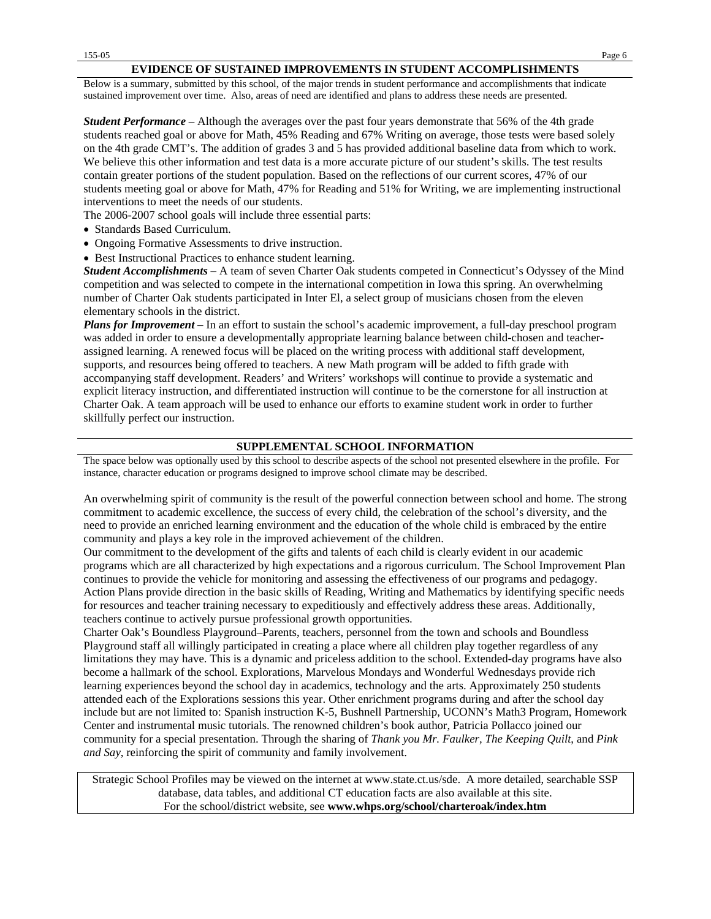## EVIDENCE OF SUSTAINED IMPROVEMENTS IN STUDENT ACCOMPLISHMENTS

Below is a summary, submitted by this school, of the major trends in student performance and accomplishments that indicate sustained improvement over time. Also, areas of need are identified and plans to address these needs are presented.

***Student Performance*** – Although the averages over the past four years demonstrate that 56% of the 4th grade students reached goal or above for Math, 45% Reading and 67% Writing on average, those tests were based solely on the 4th grade CMT's. The addition of grades 3 and 5 has provided additional baseline data from which to work. We believe this other information and test data is a more accurate picture of our student's skills. The test results contain greater portions of the student population. Based on the reflections of our current scores, 47% of our students meeting goal or above for Math, 47% for Reading and 51% for Writing, we are implementing instructional interventions to meet the needs of our students.

The 2006-2007 school goals will include three essential parts:

- Standards Based Curriculum.
- Ongoing Formative Assessments to drive instruction.
- Best Instructional Practices to enhance student learning.

***Student Accomplishments*** – A team of seven Charter Oak students competed in Connecticut's Odyssey of the Mind competition and was selected to compete in the international competition in Iowa this spring. An overwhelming number of Charter Oak students participated in Inter El, a select group of musicians chosen from the eleven elementary schools in the district.

***Plans for Improvement*** – In an effort to sustain the school's academic improvement, a full-day preschool program was added in order to ensure a developmentally appropriate learning balance between child-chosen and teacher-assigned learning. A renewed focus will be placed on the writing process with additional staff development, supports, and resources being offered to teachers. A new Math program will be added to fifth grade with accompanying staff development. Readers' and Writers' workshops will continue to provide a systematic and explicit literacy instruction, and differentiated instruction will continue to be the cornerstone for all instruction at Charter Oak. A team approach will be used to enhance our efforts to examine student work in order to further skillfully perfect our instruction.

## SUPPLEMENTAL SCHOOL INFORMATION

The space below was optionally used by this school to describe aspects of the school not presented elsewhere in the profile. For instance, character education or programs designed to improve school climate may be described.

An overwhelming spirit of community is the result of the powerful connection between school and home. The strong commitment to academic excellence, the success of every child, the celebration of the school's diversity, and the need to provide an enriched learning environment and the education of the whole child is embraced by the entire community and plays a key role in the improved achievement of the children.

Our commitment to the development of the gifts and talents of each child is clearly evident in our academic programs which are all characterized by high expectations and a rigorous curriculum. The School Improvement Plan continues to provide the vehicle for monitoring and assessing the effectiveness of our programs and pedagogy. Action Plans provide direction in the basic skills of Reading, Writing and Mathematics by identifying specific needs for resources and teacher training necessary to expeditiously and effectively address these areas. Additionally, teachers continue to actively pursue professional growth opportunities.

Charter Oak's Boundless Playground–Parents, teachers, personnel from the town and schools and Boundless Playground staff all willingly participated in creating a place where all children play together regardless of any limitations they may have. This is a dynamic and priceless addition to the school. Extended-day programs have also become a hallmark of the school. Explorations, Marvelous Mondays and Wonderful Wednesdays provide rich learning experiences beyond the school day in academics, technology and the arts. Approximately 250 students attended each of the Explorations sessions this year. Other enrichment programs during and after the school day include but are not limited to: Spanish instruction K-5, Bushnell Partnership, UCONN's Math3 Program, Homework Center and instrumental music tutorials. The renowned children's book author, Patricia Pollacco joined our community for a special presentation. Through the sharing of *Thank you Mr. Faulker*, *The Keeping Quilt*, and *Pink and Say*, reinforcing the spirit of community and family involvement.

Strategic School Profiles may be viewed on the internet at www.state.ct.us/sde. A more detailed, searchable SSP database, data tables, and additional CT education facts are also available at this site. For the school/district website, see **www.whps.org/school/charteroak/index.htm**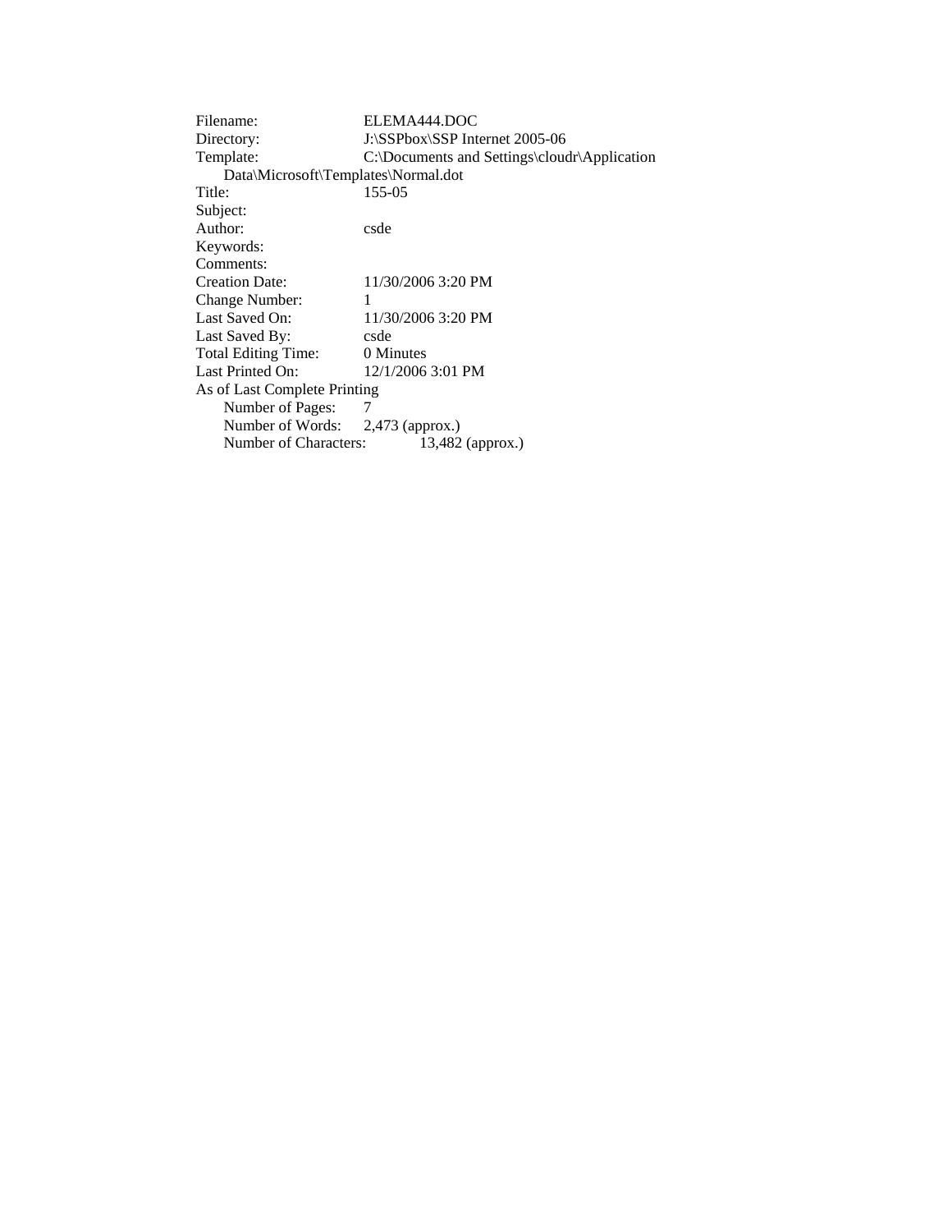Filename: ELEMA444.DOC
Directory: J:\SSPbox\SSP Internet 2005-06
Template: C:\Documents and Settings\cloudr\Application Data\Microsoft\Templates\Normal.dot
Title: 155-05
Subject:
Author: csde
Keywords:
Comments:
Creation Date: 11/30/2006 3:20 PM
Change Number: 1
Last Saved On: 11/30/2006 3:20 PM
Last Saved By: csde
Total Editing Time: 0 Minutes
Last Printed On: 12/1/2006 3:01 PM
As of Last Complete Printing
Number of Pages: 7
Number of Words: 2,473 (approx.)
Number of Characters: 13,482 (approx.)